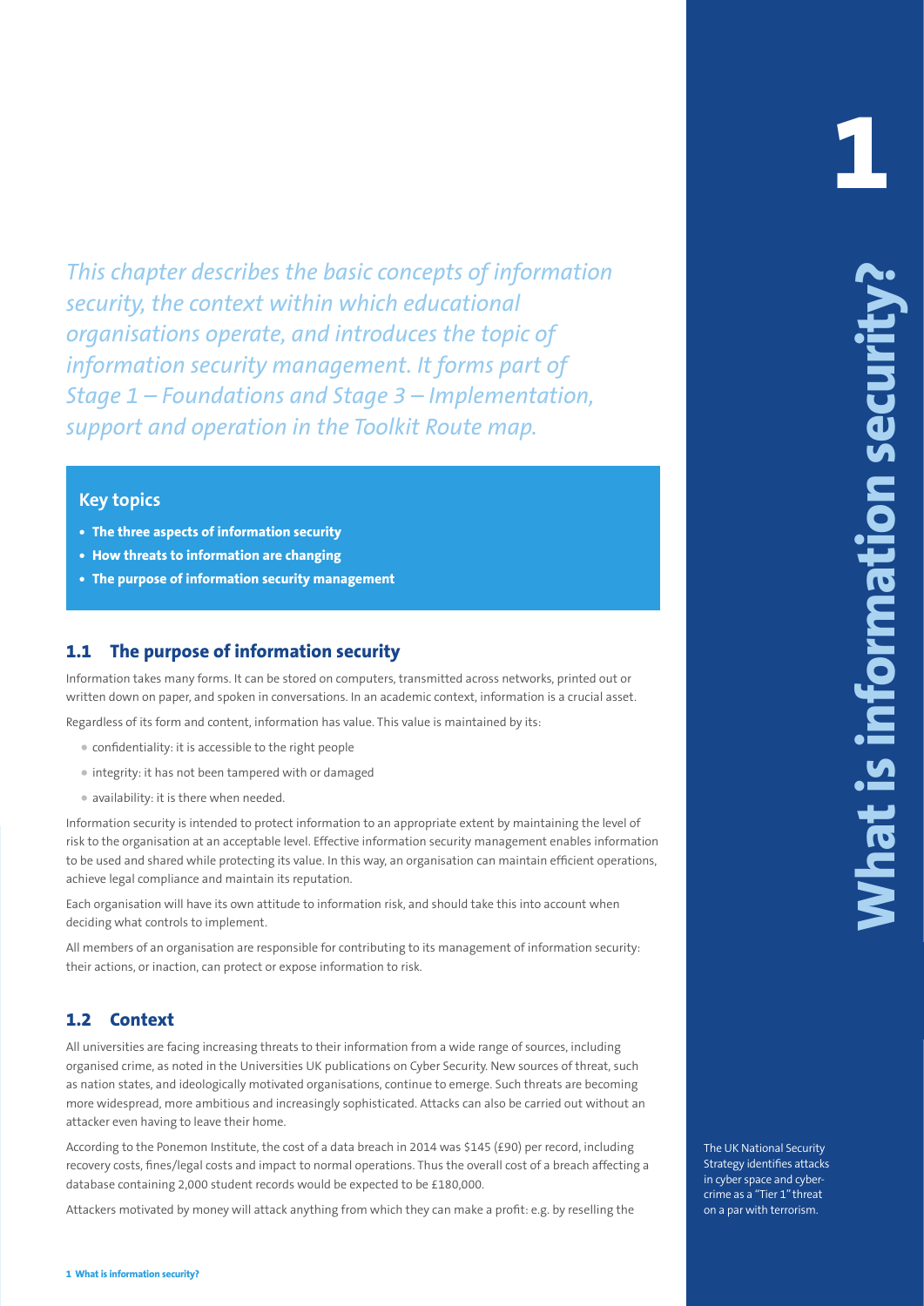# 1 What is information security?

*This chapter describes the basic concepts of information security, the context within which educational organisations operate, and introduces the topic of information security management. It forms part of Stage 1 – Foundations and Stage 3 – Implementation, support and operation in the Toolkit Route map.*

**Key topics**

- **The three aspects of information security**
- **How threats to information are changing**
- **The purpose of information security management**

## 1.1 The purpose of information security

Information takes many forms. It can be stored on computers, transmitted across networks, printed out or written down on paper, and spoken in conversations. In an academic context, information is a crucial asset.

Regardless of its form and content, information has value. This value is maintained by its:

- confidentiality: it is accessible to the right people
- integrity: it has not been tampered with or damaged
- availability: it is there when needed.

Information security is intended to protect information to an appropriate extent by maintaining the level of risk to the organisation at an acceptable level. Effective information security management enables information to be used and shared while protecting its value. In this way, an organisation can maintain efficient operations, achieve legal compliance and maintain its reputation.

Each organisation will have its own attitude to information risk, and should take this into account when deciding what controls to implement.

All members of an organisation are responsible for contributing to its management of information security: their actions, or inaction, can protect or expose information to risk.

## 1.2 Context

All universities are facing increasing threats to their information from a wide range of sources, including organised crime, as noted in the Universities UK publications on Cyber Security. New sources of threat, such as nation states, and ideologically motivated organisations, continue to emerge. Such threats are becoming more widespread, more ambitious and increasingly sophisticated. Attacks can also be carried out without an attacker even having to leave their home.

According to the Ponemon Institute, the cost of a data breach in 2014 was $145 (£90) per record, including recovery costs, fines/legal costs and impact to normal operations. Thus the overall cost of a breach affecting a database containing 2,000 student records would be expected to be £180,000.

The UK National Security Strategy identifies attacks in cyber space and cyber-crime as a "Tier 1" threat on a par with terrorism.

Attackers motivated by money will attack anything from which they can make a profit: e.g. by reselling the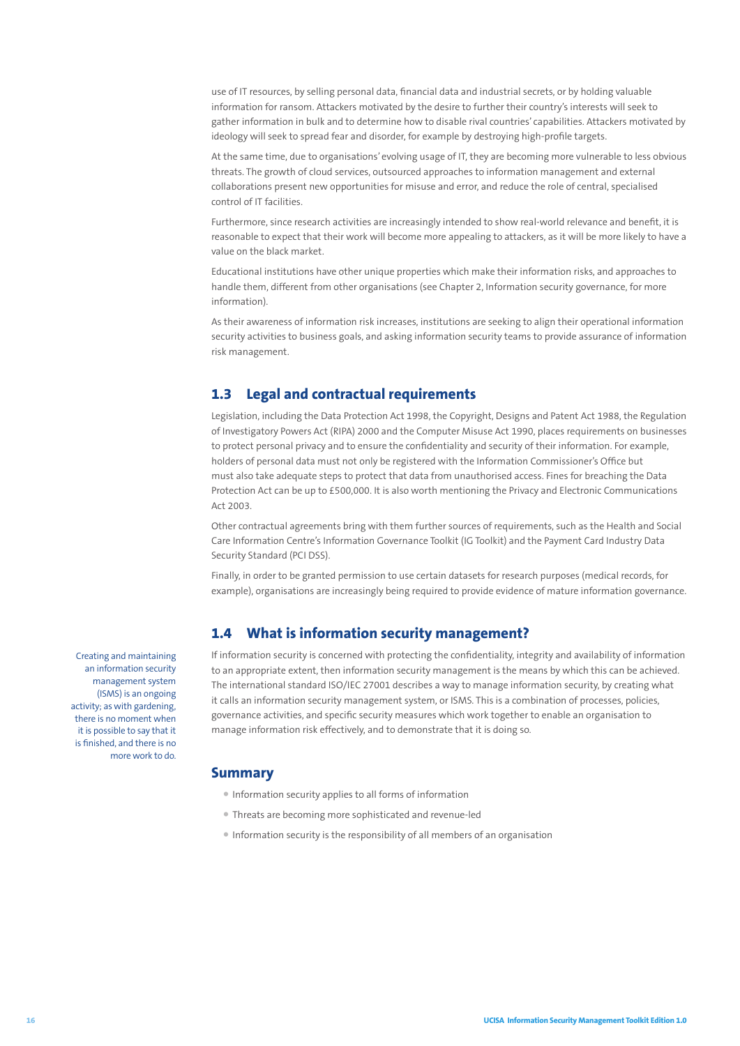use of IT resources, by selling personal data, financial data and industrial secrets, or by holding valuable information for ransom. Attackers motivated by the desire to further their country's interests will seek to gather information in bulk and to determine how to disable rival countries' capabilities. Attackers motivated by ideology will seek to spread fear and disorder, for example by destroying high-profile targets.

At the same time, due to organisations' evolving usage of IT, they are becoming more vulnerable to less obvious threats. The growth of cloud services, outsourced approaches to information management and external collaborations present new opportunities for misuse and error, and reduce the role of central, specialised control of IT facilities.

Furthermore, since research activities are increasingly intended to show real-world relevance and benefit, it is reasonable to expect that their work will become more appealing to attackers, as it will be more likely to have a value on the black market.

Educational institutions have other unique properties which make their information risks, and approaches to handle them, different from other organisations (see Chapter 2, Information security governance, for more information).

As their awareness of information risk increases, institutions are seeking to align their operational information security activities to business goals, and asking information security teams to provide assurance of information risk management.

## 1.3 Legal and contractual requirements

Legislation, including the Data Protection Act 1998, the Copyright, Designs and Patent Act 1988, the Regulation of Investigatory Powers Act (RIPA) 2000 and the Computer Misuse Act 1990, places requirements on businesses to protect personal privacy and to ensure the confidentiality and security of their information. For example, holders of personal data must not only be registered with the Information Commissioner's Office but must also take adequate steps to protect that data from unauthorised access. Fines for breaching the Data Protection Act can be up to £500,000. It is also worth mentioning the Privacy and Electronic Communications Act 2003.

Other contractual agreements bring with them further sources of requirements, such as the Health and Social Care Information Centre's Information Governance Toolkit (IG Toolkit) and the Payment Card Industry Data Security Standard (PCI DSS).

Finally, in order to be granted permission to use certain datasets for research purposes (medical records, for example), organisations are increasingly being required to provide evidence of mature information governance.

## 1.4 What is information security management?

If information security is concerned with protecting the confidentiality, integrity and availability of information to an appropriate extent, then information security management is the means by which this can be achieved. The international standard ISO/IEC 27001 describes a way to manage information security, by creating what it calls an information security management system, or ISMS. This is a combination of processes, policies, governance activities, and specific security measures which work together to enable an organisation to manage information risk effectively, and to demonstrate that it is doing so.

Creating and maintaining an information security management system (ISMS) is an ongoing activity; as with gardening, there is no moment when it is possible to say that it is finished, and there is no more work to do.

## Summary

- Information security applies to all forms of information
- Threats are becoming more sophisticated and revenue-led
- Information security is the responsibility of all members of an organisation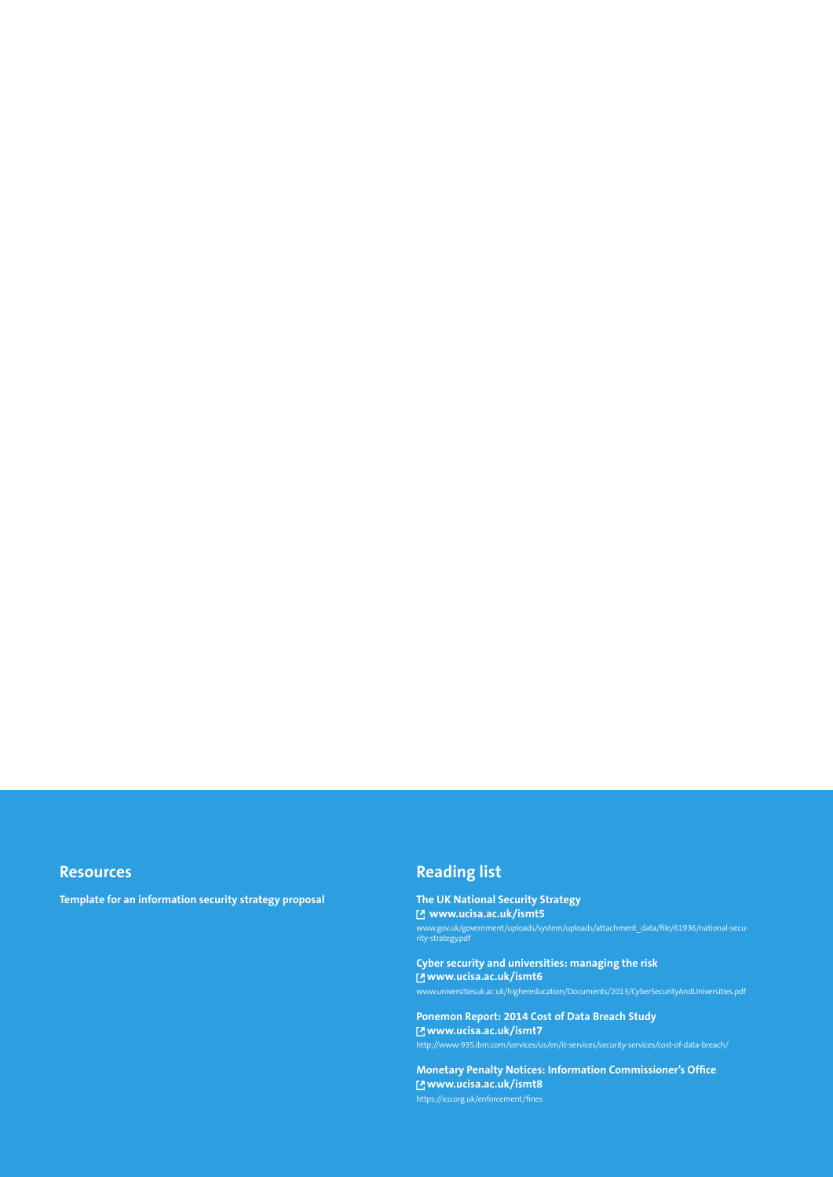## Resources

**Template for an information security strategy proposal**

## Reading list

**The UK National Security Strategy**
**www.ucisa.ac.uk/ismt5**
www.gov.uk/government/uploads/system/uploads/attachment_data/file/61936/national-security-strategy.pdf

**Cyber security and universities: managing the risk**
**www.ucisa.ac.uk/ismt6**
www.universitiesuk.ac.uk/highereducation/Documents/2013/CyberSecurityAndUniversities.pdf

**Ponemon Report: 2014 Cost of Data Breach Study**
**www.ucisa.ac.uk/ismt7**
http://www-935.ibm.com/services/us/en/it-services/security-services/cost-of-data-breach/

**Monetary Penalty Notices: Information Commissioner's Office**
**www.ucisa.ac.uk/ismt8**
https://ico.org.uk/enforcement/fines